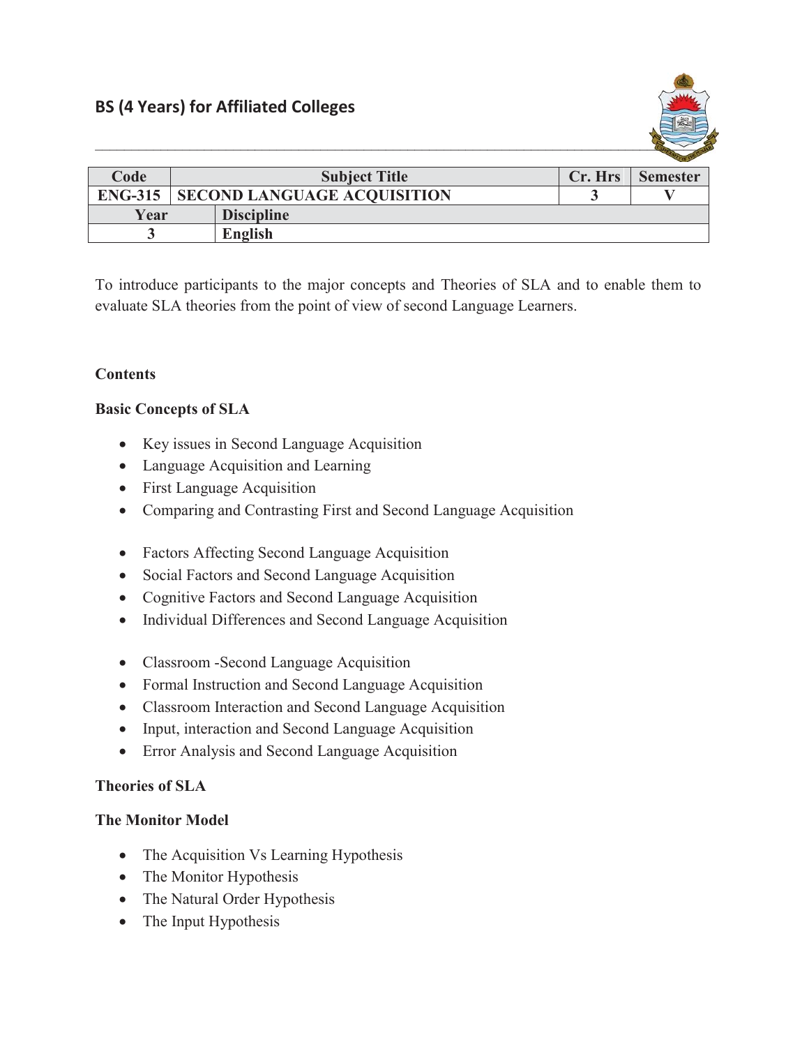## BS (4 Years) for Affiliated Colleges

| Code | Subject Title | | Cr. Hrs | Semester |
|---|---|---|---|---|
| ENG-315 | SECOND LANGUAGE ACQUISITION | | 3 | V |
| Year | Discipline | | | |
| 3 | English | | | |

To introduce participants to the major concepts and Theories of SLA and to enable them to evaluate SLA theories from the point of view of second Language Learners.

**Contents**

**Basic Concepts of SLA**

- Key issues in Second Language Acquisition
- Language Acquisition and Learning
- First Language Acquisition
- Comparing and Contrasting First and Second Language Acquisition

- Factors Affecting Second Language Acquisition
- Social Factors and Second Language Acquisition
- Cognitive Factors and Second Language Acquisition
- Individual Differences and Second Language Acquisition

- Classroom -Second Language Acquisition
- Formal Instruction and Second Language Acquisition
- Classroom Interaction and Second Language Acquisition
- Input, interaction and Second Language Acquisition
- Error Analysis and Second Language Acquisition

**Theories of SLA**

**The Monitor Model**

- The Acquisition Vs Learning Hypothesis
- The Monitor Hypothesis
- The Natural Order Hypothesis
- The Input Hypothesis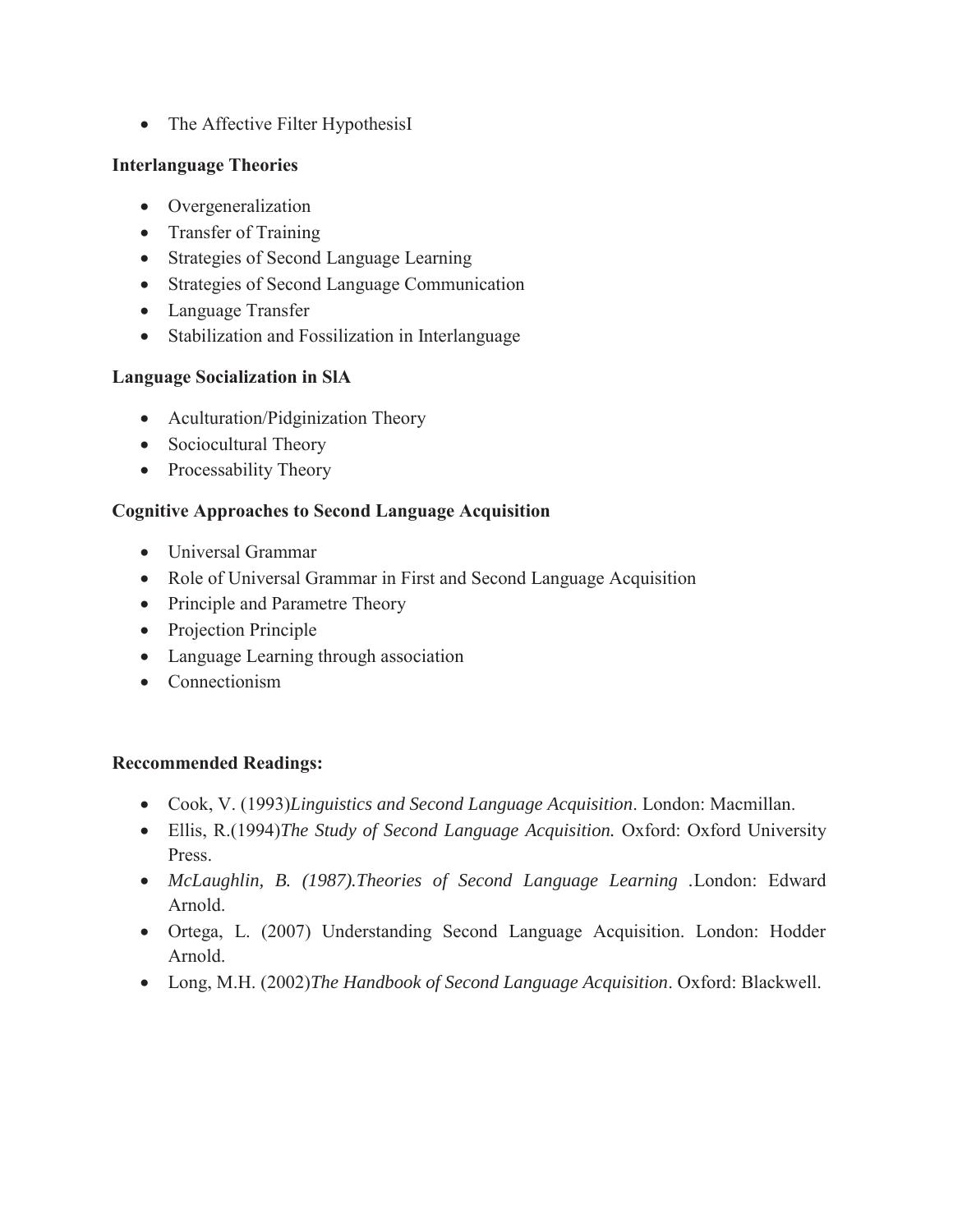- The Affective Filter HypothesisI

**Interlanguage Theories**

- Overgeneralization
- Transfer of Training
- Strategies of Second Language Learning
- Strategies of Second Language Communication
- Language Transfer
- Stabilization and Fossilization in Interlanguage

**Language Socialization in SlA**

- Aculturation/Pidginization Theory
- Sociocultural Theory
- Processability Theory

**Cognitive Approaches to Second Language Acquisition**

- Universal Grammar
- Role of Universal Grammar in First and Second Language Acquisition
- Principle and Parametre Theory
- Projection Principle
- Language Learning through association
- Connectionism

**Reccommended Readings:**

- Cook, V. (1993)*Linguistics and Second Language Acquisition*. London: Macmillan.
- Ellis, R.(1994)*The Study of Second Language Acquisition.* Oxford: Oxford University Press.
- *McLaughlin, B. (1987).Theories of Second Language Learning* .London: Edward Arnold.
- Ortega, L. (2007) Understanding Second Language Acquisition. London: Hodder Arnold.
- Long, M.H. (2002)*The Handbook of Second Language Acquisition*. Oxford: Blackwell.